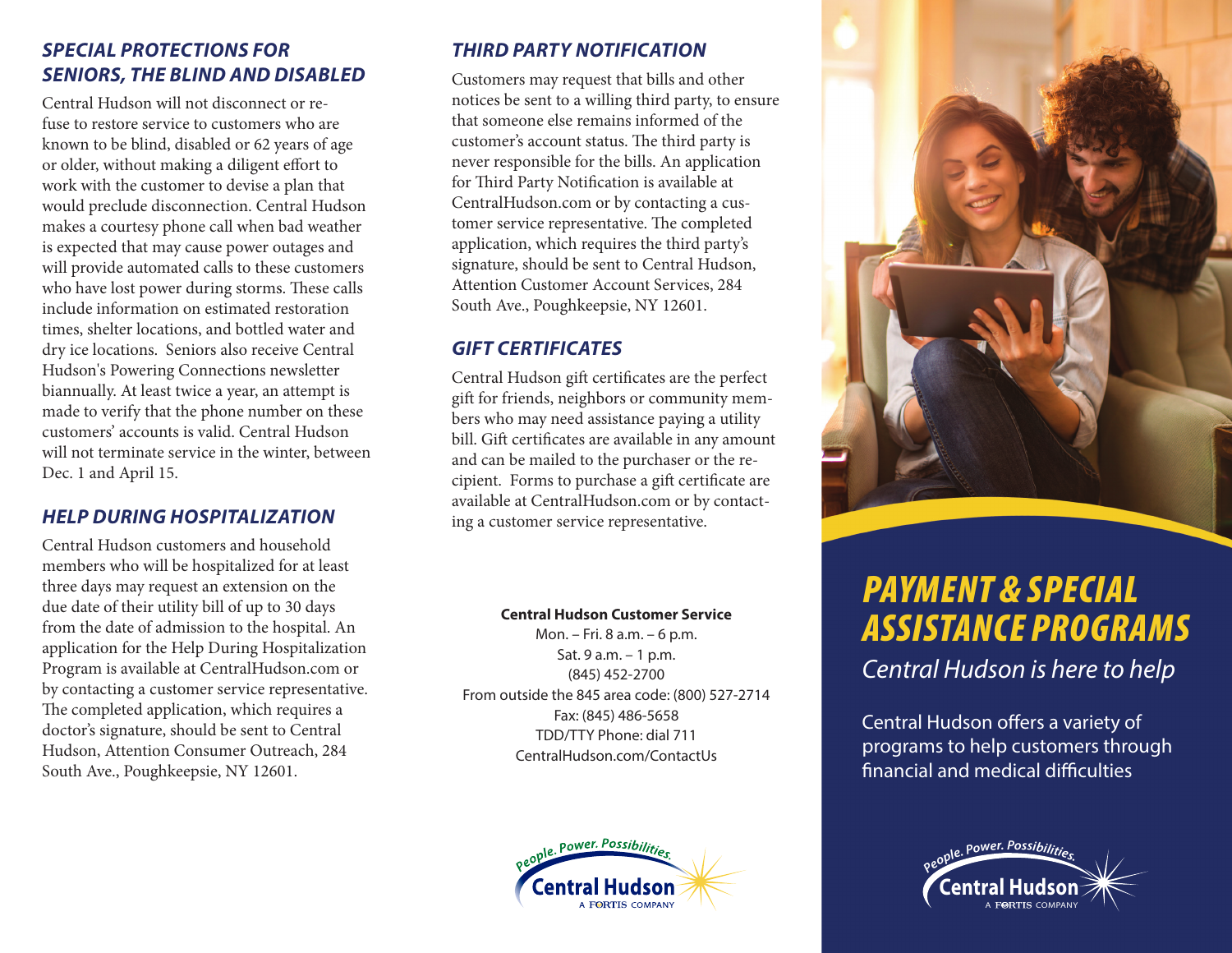## SPECIAL PROTECTIONS FOR SENIORS, THE BLIND AND DISABLED

Central Hudson will not disconnect or refuse to restore service to customers who are known to be blind, disabled or 62 years of age or older, without making a diligent effort to work with the customer to devise a plan that would preclude disconnection. Central Hudson makes a courtesy phone call when bad weather is expected that may cause power outages and will provide automated calls to these customers who have lost power during storms. These calls include information on estimated restoration times, shelter locations, and bottled water and dry ice locations. Seniors also receive Central Hudson's Powering Connections newsletter biannually. At least twice a year, an attempt is made to verify that the phone number on these customers' accounts is valid. Central Hudson will not terminate service in the winter, between Dec. 1 and April 15.

## HELP DURING HOSPITALIZATION

Central Hudson customers and household members who will be hospitalized for at least three days may request an extension on the due date of their utility bill of up to 30 days from the date of admission to the hospital. An application for the Help During Hospitalization Program is available at CentralHudson.com or by contacting a customer service representative. The completed application, which requires a doctor's signature, should be sent to Central Hudson, Attention Consumer Outreach, 284 South Ave., Poughkeepsie, NY 12601.

## THIRD PARTY NOTIFICATION

Customers may request that bills and other notices be sent to a willing third party, to ensure that someone else remains informed of the customer's account status. The third party is never responsible for the bills. An application for Third Party Notification is available at CentralHudson.com or by contacting a customer service representative. The completed application, which requires the third party's signature, should be sent to Central Hudson, Attention Customer Account Services, 284 South Ave., Poughkeepsie, NY 12601.

## GIFT CERTIFICATES

Central Hudson gift certificates are the perfect gift for friends, neighbors or community members who may need assistance paying a utility bill. Gift certificates are available in any amount and can be mailed to the purchaser or the recipient. Forms to purchase a gift certificate are available at CentralHudson.com or by contacting a customer service representative.

**Central Hudson Customer Service**
Mon. – Fri. 8 a.m. – 6 p.m.
Sat. 9 a.m. – 1 p.m.
(845) 452-2700
From outside the 845 area code: (800) 527-2714
Fax: (845) 486-5658
TDD/TTY Phone: dial 711
CentralHudson.com/ContactUs

People. Power. Possibilities.
Central Hudson
A FORTIS COMPANY

# PAYMENT & SPECIAL ASSISTANCE PROGRAMS

*Central Hudson is here to help*

Central Hudson offers a variety of programs to help customers through financial and medical difficulties

People. Power. Possibilities.
Central Hudson
A FORTIS COMPANY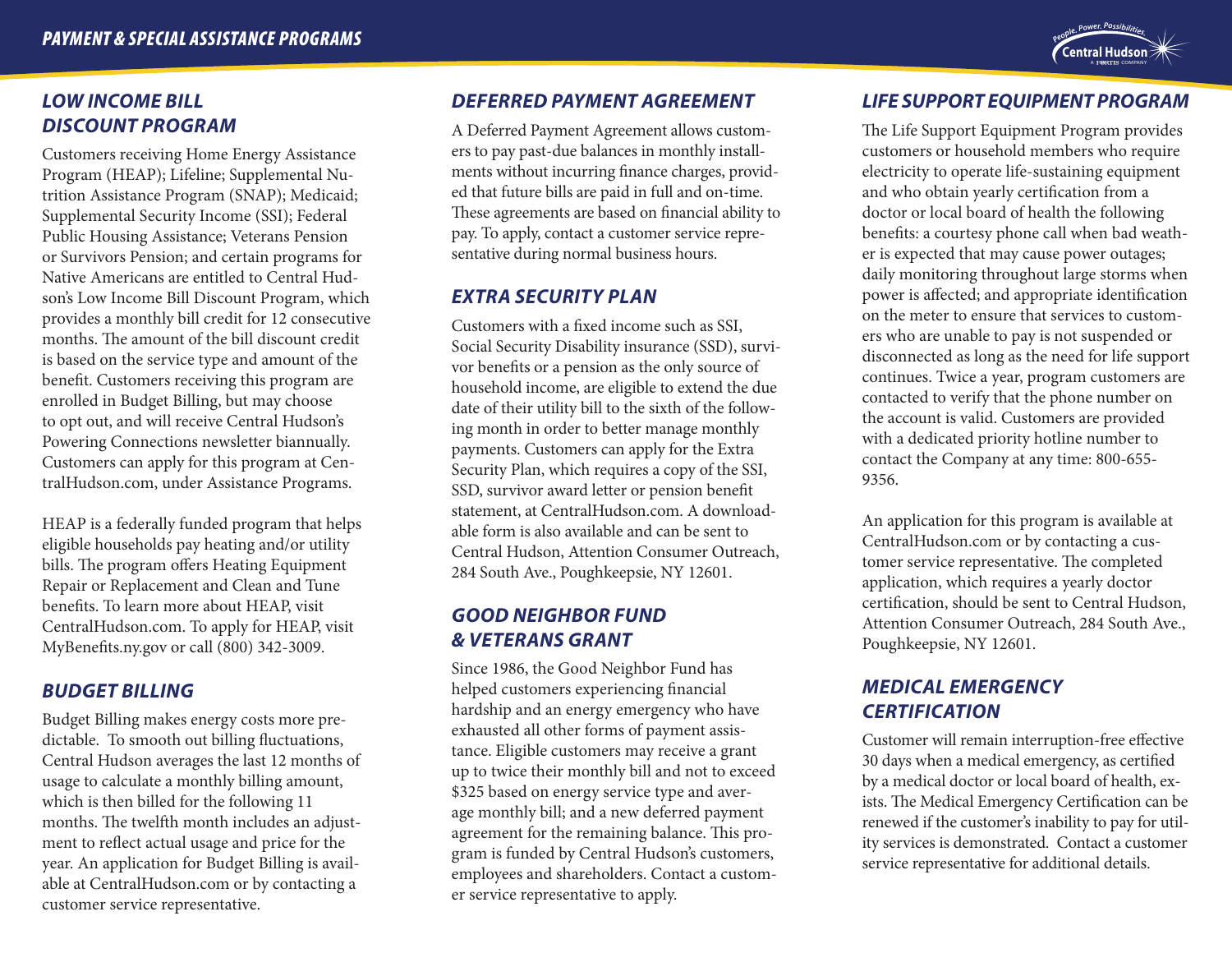## LOW INCOME BILL DISCOUNT PROGRAM

Customers receiving Home Energy Assistance Program (HEAP); Lifeline; Supplemental Nutrition Assistance Program (SNAP); Medicaid; Supplemental Security Income (SSI); Federal Public Housing Assistance; Veterans Pension or Survivors Pension; and certain programs for Native Americans are entitled to Central Hudson's Low Income Bill Discount Program, which provides a monthly bill credit for 12 consecutive months. The amount of the bill discount credit is based on the service type and amount of the benefit. Customers receiving this program are enrolled in Budget Billing, but may choose to opt out, and will receive Central Hudson's Powering Connections newsletter biannually. Customers can apply for this program at CentralHudson.com, under Assistance Programs.

HEAP is a federally funded program that helps eligible households pay heating and/or utility bills. The program offers Heating Equipment Repair or Replacement and Clean and Tune benefits. To learn more about HEAP, visit CentralHudson.com. To apply for HEAP, visit MyBenefits.ny.gov or call (800) 342-3009.

## BUDGET BILLING

Budget Billing makes energy costs more predictable. To smooth out billing fluctuations, Central Hudson averages the last 12 months of usage to calculate a monthly billing amount, which is then billed for the following 11 months. The twelfth month includes an adjustment to reflect actual usage and price for the year. An application for Budget Billing is available at CentralHudson.com or by contacting a customer service representative.

## DEFERRED PAYMENT AGREEMENT

A Deferred Payment Agreement allows customers to pay past-due balances in monthly installments without incurring finance charges, provided that future bills are paid in full and on-time. These agreements are based on financial ability to pay. To apply, contact a customer service representative during normal business hours.

## EXTRA SECURITY PLAN

Customers with a fixed income such as SSI, Social Security Disability insurance (SSD), survivor benefits or a pension as the only source of household income, are eligible to extend the due date of their utility bill to the sixth of the following month in order to better manage monthly payments. Customers can apply for the Extra Security Plan, which requires a copy of the SSI, SSD, survivor award letter or pension benefit statement, at CentralHudson.com. A downloadable form is also available and can be sent to Central Hudson, Attention Consumer Outreach, 284 South Ave., Poughkeepsie, NY 12601.

## GOOD NEIGHBOR FUND & VETERANS GRANT

Since 1986, the Good Neighbor Fund has helped customers experiencing financial hardship and an energy emergency who have exhausted all other forms of payment assistance. Eligible customers may receive a grant up to twice their monthly bill and not to exceed $325 based on energy service type and average monthly bill; and a new deferred payment agreement for the remaining balance. This program is funded by Central Hudson's customers, employees and shareholders. Contact a customer service representative to apply.

## LIFE SUPPORT EQUIPMENT PROGRAM

The Life Support Equipment Program provides customers or household members who require electricity to operate life-sustaining equipment and who obtain yearly certification from a doctor or local board of health the following benefits: a courtesy phone call when bad weather is expected that may cause power outages; daily monitoring throughout large storms when power is affected; and appropriate identification on the meter to ensure that services to customers who are unable to pay is not suspended or disconnected as long as the need for life support continues. Twice a year, program customers are contacted to verify that the phone number on the account is valid. Customers are provided with a dedicated priority hotline number to contact the Company at any time: 800-655-9356.

An application for this program is available at CentralHudson.com or by contacting a customer service representative. The completed application, which requires a yearly doctor certification, should be sent to Central Hudson, Attention Consumer Outreach, 284 South Ave., Poughkeepsie, NY 12601.

## MEDICAL EMERGENCY CERTIFICATION

Customer will remain interruption-free effective 30 days when a medical emergency, as certified by a medical doctor or local board of health, exists. The Medical Emergency Certification can be renewed if the customer's inability to pay for utility services is demonstrated. Contact a customer service representative for additional details.